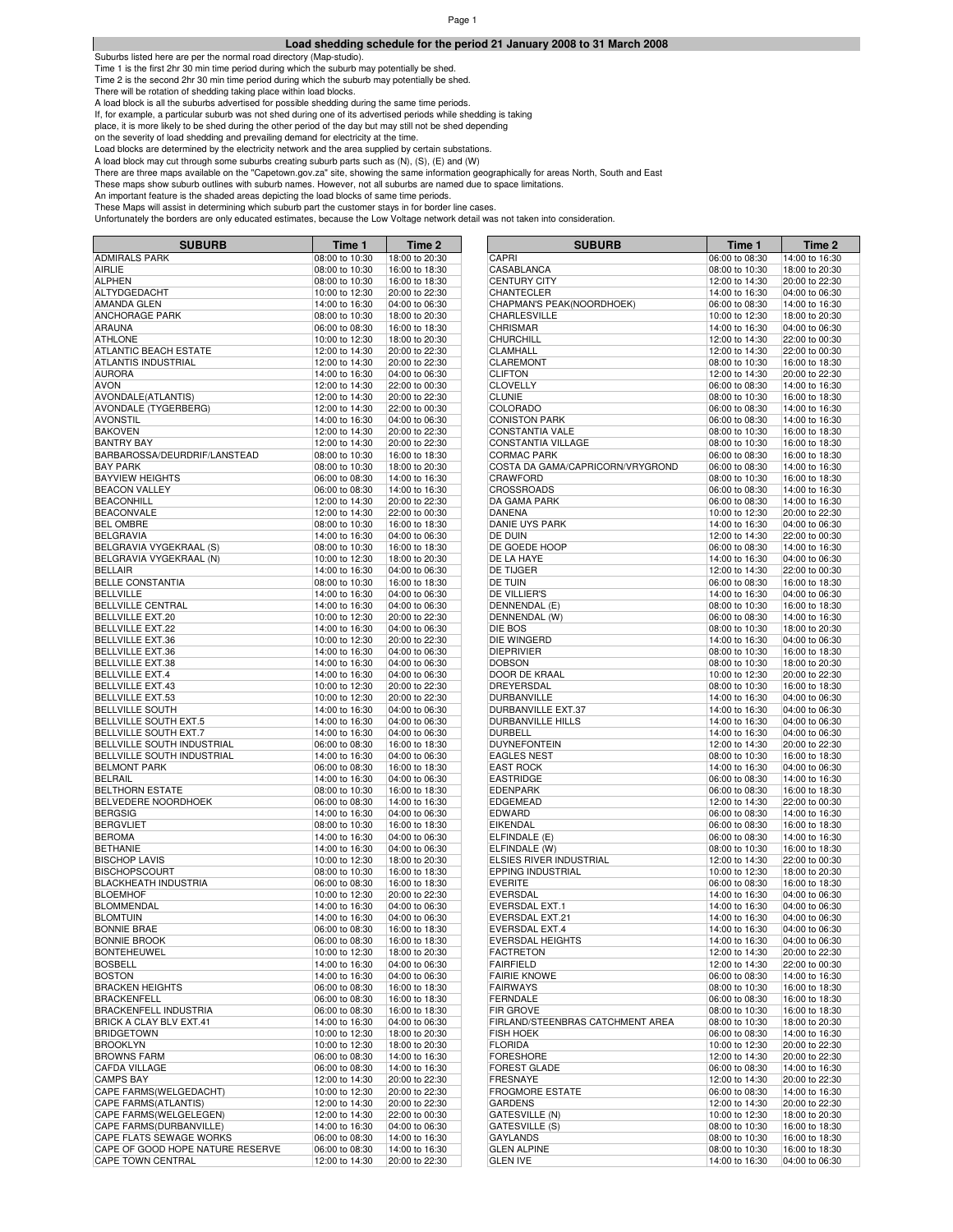## Load shedding schedule for the period 21 January 2008 to 31 March 2008

Suburbs listed here are per the normal road directory (Map-studio).
Time 1 is the first 2hr 30 min time period during which the suburb may potentially be shed.
Time 2 is the second 2hr 30 min time period during which the suburb may potentially be shed.
There will be rotation of shedding taking place within load blocks.
A load block is all the suburbs advertised for possible shedding during the same time periods.
If, for example, a particular suburb was not shed during one of its advertised periods while shedding is taking place, it is more likely to be shed during the other period of the day but may still not be shed depending on the severity of load shedding and prevailing demand for electricity at the time.
Load blocks are determined by the electricity network and the area supplied by certain substations.
A load block may cut through some suburbs creating suburb parts such as (N), (S), (E) and (W)
There are three maps available on the "Capetown.gov.za" site, showing the same information geographically for areas North, South and East
These maps show suburb outlines with suburb names. However, not all suburbs are named due to space limitations.
An important feature is the shaded areas depicting the load blocks of same time periods.
These Maps will assist in determining which suburb part the customer stays in for border line cases.
Unfortunately the borders are only educated estimates, because the Low Voltage network detail was not taken into consideration.

| SUBURB | Time 1 | Time 2 |
|---|---|---|
| ADMIRALS PARK | 08:00 to 10:30 | 18:00 to 20:30 |
| AIRLIE | 08:00 to 10:30 | 16:00 to 18:30 |
| ALPHEN | 08:00 to 10:30 | 16:00 to 18:30 |
| ALTYDGEDACHT | 10:00 to 12:30 | 20:00 to 22:30 |
| AMANDA GLEN | 14:00 to 16:30 | 04:00 to 06:30 |
| ANCHORAGE PARK | 08:00 to 10:30 | 18:00 to 20:30 |
| ARAUNA | 06:00 to 08:30 | 16:00 to 18:30 |
| ATHLONE | 10:00 to 12:30 | 18:00 to 20:30 |
| ATLANTIC BEACH ESTATE | 12:00 to 14:30 | 20:00 to 22:30 |
| ATLANTIS INDUSTRIAL | 12:00 to 14:30 | 20:00 to 22:30 |
| AURORA | 14:00 to 16:30 | 04:00 to 06:30 |
| AVON | 12:00 to 14:30 | 22:00 to 00:30 |
| AVONDALE(ATLANTIS) | 12:00 to 14:30 | 20:00 to 22:30 |
| AVONDALE (TYGERBERG) | 12:00 to 14:30 | 22:00 to 00:30 |
| AVONSTIL | 14:00 to 16:30 | 04:00 to 06:30 |
| BAKOVEN | 12:00 to 14:30 | 20:00 to 22:30 |
| BANTRY BAY | 12:00 to 14:30 | 20:00 to 22:30 |
| BARBAROSSA/DEURDRIF/LANSTEAD | 08:00 to 10:30 | 16:00 to 18:30 |
| BAY PARK | 08:00 to 10:30 | 18:00 to 20:30 |
| BAYVIEW HEIGHTS | 06:00 to 08:30 | 14:00 to 16:30 |
| BEACON VALLEY | 06:00 to 08:30 | 14:00 to 16:30 |
| BEACONHILL | 12:00 to 14:30 | 20:00 to 22:30 |
| BEACONVALE | 12:00 to 14:30 | 22:00 to 00:30 |
| BEL OMBRE | 08:00 to 10:30 | 16:00 to 18:30 |
| BELGRAVIA | 14:00 to 16:30 | 04:00 to 06:30 |
| BELGRAVIA VYGEKRAAL (S) | 08:00 to 10:30 | 16:00 to 18:30 |
| BELGRAVIA VYGEKRAAL (N) | 10:00 to 12:30 | 18:00 to 20:30 |
| BELLAIR | 14:00 to 16:30 | 04:00 to 06:30 |
| BELLE CONSTANTIA | 08:00 to 10:30 | 16:00 to 18:30 |
| BELLVILLE | 14:00 to 16:30 | 04:00 to 06:30 |
| BELLVILLE CENTRAL | 14:00 to 16:30 | 04:00 to 06:30 |
| BELLVILLE EXT.20 | 10:00 to 12:30 | 20:00 to 22:30 |
| BELLVILLE EXT.22 | 14:00 to 16:30 | 04:00 to 06:30 |
| BELLVILLE EXT.36 | 10:00 to 12:30 | 20:00 to 22:30 |
| BELLVILLE EXT.36 | 14:00 to 16:30 | 04:00 to 06:30 |
| BELLVILLE EXT.38 | 14:00 to 16:30 | 04:00 to 06:30 |
| BELLVILLE EXT.4 | 14:00 to 16:30 | 04:00 to 06:30 |
| BELLVILLE EXT.43 | 10:00 to 12:30 | 20:00 to 22:30 |
| BELLVILLE EXT.53 | 10:00 to 12:30 | 20:00 to 22:30 |
| BELLVILLE SOUTH | 14:00 to 16:30 | 04:00 to 06:30 |
| BELLVILLE SOUTH EXT.5 | 14:00 to 16:30 | 04:00 to 06:30 |
| BELLVILLE SOUTH EXT.7 | 14:00 to 16:30 | 04:00 to 06:30 |
| BELLVILLE SOUTH INDUSTRIAL | 06:00 to 08:30 | 16:00 to 18:30 |
| BELLVILLE SOUTH INDUSTRIAL | 14:00 to 16:30 | 04:00 to 06:30 |
| BELMONT PARK | 06:00 to 08:30 | 16:00 to 18:30 |
| BELRAIL | 14:00 to 16:30 | 04:00 to 06:30 |
| BELTHORN ESTATE | 08:00 to 10:30 | 16:00 to 18:30 |
| BELVEDERE NOORDHOEK | 06:00 to 08:30 | 14:00 to 16:30 |
| BERGSIG | 14:00 to 16:30 | 04:00 to 06:30 |
| BERGVLIET | 08:00 to 10:30 | 16:00 to 18:30 |
| BEROMA | 14:00 to 16:30 | 04:00 to 06:30 |
| BETHANIE | 14:00 to 16:30 | 04:00 to 06:30 |
| BISCHOP LAVIS | 10:00 to 12:30 | 18:00 to 20:30 |
| BISCHOPSCOURT | 08:00 to 10:30 | 16:00 to 18:30 |
| BLACKHEATH INDUSTRIA | 06:00 to 08:30 | 16:00 to 18:30 |
| BLOEMHOF | 10:00 to 12:30 | 20:00 to 22:30 |
| BLOMMENDAL | 14:00 to 16:30 | 04:00 to 06:30 |
| BLOMTUIN | 14:00 to 16:30 | 04:00 to 06:30 |
| BONNIE BRAE | 06:00 to 08:30 | 16:00 to 18:30 |
| BONNIE BROOK | 06:00 to 08:30 | 16:00 to 18:30 |
| BONTEHEUWEL | 10:00 to 12:30 | 18:00 to 20:30 |
| BOSBELL | 14:00 to 16:30 | 04:00 to 06:30 |
| BOSTON | 14:00 to 16:30 | 04:00 to 06:30 |
| BRACKEN HEIGHTS | 06:00 to 08:30 | 16:00 to 18:30 |
| BRACKENFELL | 06:00 to 08:30 | 16:00 to 18:30 |
| BRACKENFELL INDUSTRIA | 06:00 to 08:30 | 16:00 to 18:30 |
| BRICK A CLAY BLV EXT.41 | 14:00 to 16:30 | 04:00 to 06:30 |
| BRIDGETOWN | 10:00 to 12:30 | 18:00 to 20:30 |
| BROOKLYN | 10:00 to 12:30 | 18:00 to 20:30 |
| BROWNS FARM | 06:00 to 08:30 | 14:00 to 16:30 |
| CAFDA VILLAGE | 06:00 to 08:30 | 14:00 to 16:30 |
| CAMPS BAY | 12:00 to 14:30 | 20:00 to 22:30 |
| CAPE FARMS(WELGEDACHT) | 10:00 to 12:30 | 20:00 to 22:30 |
| CAPE FARMS(ATLANTIS) | 12:00 to 14:30 | 20:00 to 22:30 |
| CAPE FARMS(WELGELEGEN) | 12:00 to 14:30 | 22:00 to 00:30 |
| CAPE FARMS(DURBANVILLE) | 14:00 to 16:30 | 04:00 to 06:30 |
| CAPE FLATS SEWAGE WORKS | 06:00 to 08:30 | 14:00 to 16:30 |
| CAPE OF GOOD HOPE NATURE RESERVE | 06:00 to 08:30 | 14:00 to 16:30 |
| CAPE TOWN CENTRAL | 12:00 to 14:30 | 20:00 to 22:30 |
| CAPRI | 06:00 to 08:30 | 14:00 to 16:30 |
| CASABLANCA | 08:00 to 10:30 | 18:00 to 20:30 |
| CENTURY CITY | 12:00 to 14:30 | 20:00 to 22:30 |
| CHANTECLER | 14:00 to 16:30 | 04:00 to 06:30 |
| CHAPMAN'S PEAK(NOORDHOEK) | 06:00 to 08:30 | 14:00 to 16:30 |
| CHARLESVILLE | 10:00 to 12:30 | 18:00 to 20:30 |
| CHRISMAR | 14:00 to 16:30 | 04:00 to 06:30 |
| CHURCHILL | 12:00 to 14:30 | 22:00 to 00:30 |
| CLAMHALL | 12:00 to 14:30 | 22:00 to 00:30 |
| CLAREMONT | 08:00 to 10:30 | 16:00 to 18:30 |
| CLIFTON | 12:00 to 14:30 | 20:00 to 22:30 |
| CLOVELLY | 06:00 to 08:30 | 14:00 to 16:30 |
| CLUNIE | 08:00 to 10:30 | 16:00 to 18:30 |
| COLORADO | 06:00 to 08:30 | 14:00 to 16:30 |
| CONISTON PARK | 06:00 to 08:30 | 14:00 to 16:30 |
| CONSTANTIA VALE | 08:00 to 10:30 | 16:00 to 18:30 |
| CONSTANTIA VILLAGE | 08:00 to 10:30 | 16:00 to 18:30 |
| CORMAC PARK | 06:00 to 08:30 | 16:00 to 18:30 |
| COSTA DA GAMA/CAPRICORN/VRYGROND | 06:00 to 08:30 | 14:00 to 16:30 |
| CRAWFORD | 08:00 to 10:30 | 16:00 to 18:30 |
| CROSSROADS | 06:00 to 08:30 | 14:00 to 16:30 |
| DA GAMA PARK | 06:00 to 08:30 | 14:00 to 16:30 |
| DANENA | 10:00 to 12:30 | 20:00 to 22:30 |
| DANIE UYS PARK | 14:00 to 16:30 | 04:00 to 06:30 |
| DE DUIN | 12:00 to 14:30 | 22:00 to 00:30 |
| DE GOEDE HOOP | 06:00 to 08:30 | 14:00 to 16:30 |
| DE LA HAYE | 14:00 to 16:30 | 04:00 to 06:30 |
| DE TIJGER | 12:00 to 14:30 | 22:00 to 00:30 |
| DE TUIN | 06:00 to 08:30 | 16:00 to 18:30 |
| DE VILLIER'S | 14:00 to 16:30 | 04:00 to 06:30 |
| DENNENDAL (E) | 08:00 to 10:30 | 16:00 to 18:30 |
| DENNENDAL (W) | 06:00 to 08:30 | 14:00 to 16:30 |
| DIE BOS | 08:00 to 10:30 | 18:00 to 20:30 |
| DIE WINGERD | 14:00 to 16:30 | 04:00 to 06:30 |
| DIEPRIVIER | 08:00 to 10:30 | 16:00 to 18:30 |
| DOBSON | 08:00 to 10:30 | 18:00 to 20:30 |
| DOOR DE KRAAL | 10:00 to 12:30 | 20:00 to 22:30 |
| DREYERSDAL | 08:00 to 10:30 | 16:00 to 18:30 |
| DURBANVILLE | 14:00 to 16:30 | 04:00 to 06:30 |
| DURBANVILLE EXT.37 | 14:00 to 16:30 | 04:00 to 06:30 |
| DURBANVILLE HILLS | 14:00 to 16:30 | 04:00 to 06:30 |
| DURBELL | 14:00 to 16:30 | 04:00 to 06:30 |
| DUYNEFONTEIN | 12:00 to 14:30 | 20:00 to 22:30 |
| EAGLES NEST | 08:00 to 10:30 | 16:00 to 18:30 |
| EAST ROCK | 14:00 to 16:30 | 04:00 to 06:30 |
| EASTRIDGE | 06:00 to 08:30 | 14:00 to 16:30 |
| EDENPARK | 06:00 to 08:30 | 16:00 to 18:30 |
| EDGEMEAD | 12:00 to 14:30 | 22:00 to 00:30 |
| EDWARD | 06:00 to 08:30 | 14:00 to 16:30 |
| EIKENDAL | 06:00 to 08:30 | 16:00 to 18:30 |
| ELFINDALE (E) | 06:00 to 08:30 | 14:00 to 16:30 |
| ELFINDALE (W) | 08:00 to 10:30 | 16:00 to 18:30 |
| ELSIES RIVER INDUSTRIAL | 12:00 to 14:30 | 22:00 to 00:30 |
| EPPING INDUSTRIAL | 10:00 to 12:30 | 18:00 to 20:30 |
| EVERITE | 06:00 to 08:30 | 16:00 to 18:30 |
| EVERSDAL | 14:00 to 16:30 | 04:00 to 06:30 |
| EVERSDAL EXT.1 | 14:00 to 16:30 | 04:00 to 06:30 |
| EVERSDAL EXT.21 | 14:00 to 16:30 | 04:00 to 06:30 |
| EVERSDAL EXT.4 | 14:00 to 16:30 | 04:00 to 06:30 |
| EVERSDAL HEIGHTS | 14:00 to 16:30 | 04:00 to 06:30 |
| FACTRETON | 12:00 to 14:30 | 20:00 to 22:30 |
| FAIRFIELD | 12:00 to 14:30 | 22:00 to 00:30 |
| FAIRIE KNOWE | 06:00 to 08:30 | 14:00 to 16:30 |
| FAIRWAYS | 08:00 to 10:30 | 16:00 to 18:30 |
| FERNDALE | 06:00 to 08:30 | 16:00 to 18:30 |
| FIR GROVE | 08:00 to 10:30 | 16:00 to 18:30 |
| FIRLAND/STEENBRAS CATCHMENT AREA | 08:00 to 10:30 | 18:00 to 20:30 |
| FISH HOEK | 06:00 to 08:30 | 14:00 to 16:30 |
| FLORIDA | 10:00 to 12:30 | 20:00 to 22:30 |
| FORESHORE | 12:00 to 14:30 | 20:00 to 22:30 |
| FOREST GLADE | 06:00 to 08:30 | 14:00 to 16:30 |
| FRESNAYE | 12:00 to 14:30 | 20:00 to 22:30 |
| FROGMORE ESTATE | 06:00 to 08:30 | 14:00 to 16:30 |
| GARDENS | 12:00 to 14:30 | 20:00 to 22:30 |
| GATESVILLE (N) | 10:00 to 12:30 | 18:00 to 20:30 |
| GATESVILLE (S) | 08:00 to 10:30 | 16:00 to 18:30 |
| GAYLANDS | 08:00 to 10:30 | 16:00 to 18:30 |
| GLEN ALPINE | 08:00 to 10:30 | 16:00 to 18:30 |
| GLEN IVE | 14:00 to 16:30 | 04:00 to 06:30 |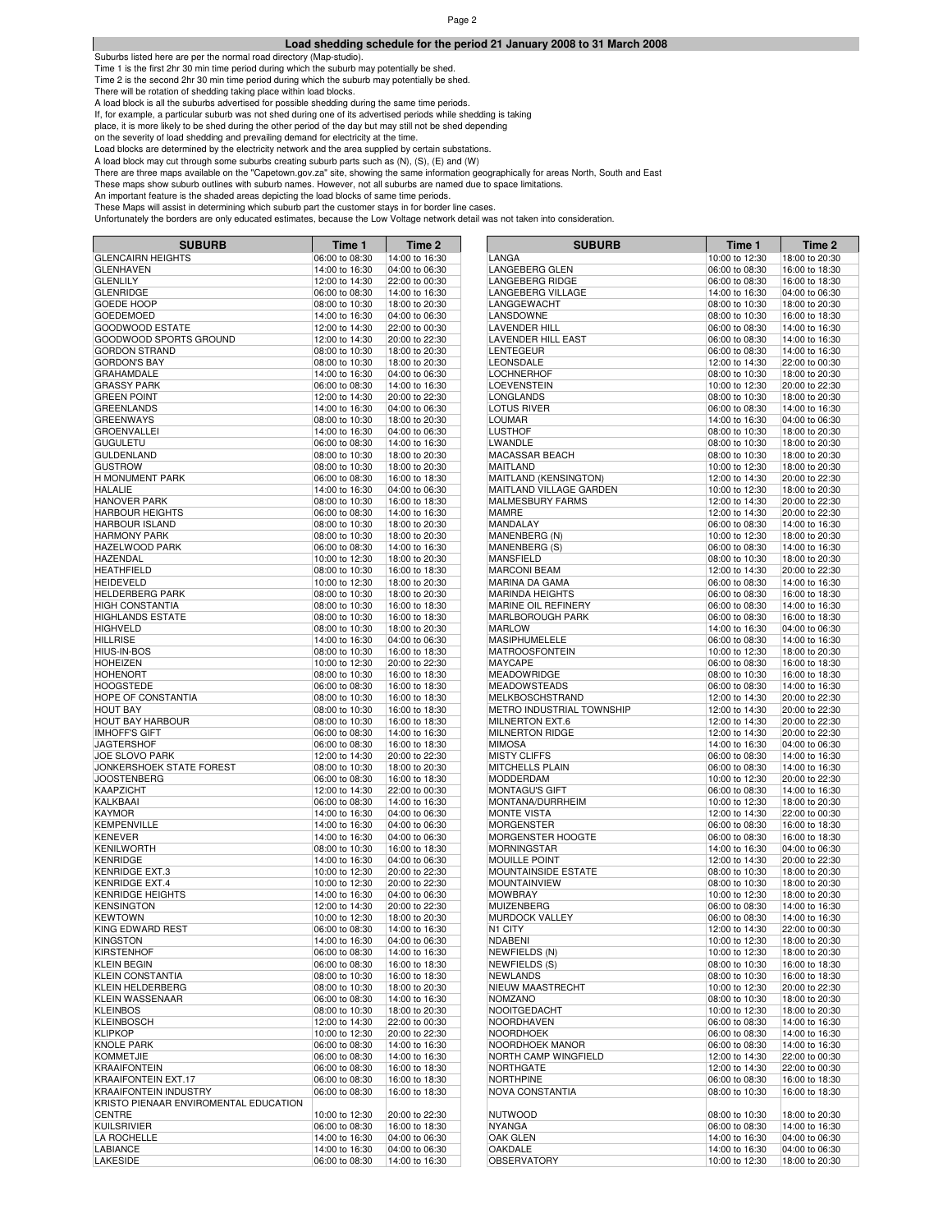## Load shedding schedule for the period 21 January 2008 to 31 March 2008

Suburbs listed here are per the normal road directory (Map-studio).
Time 1 is the first 2hr 30 min time period during which the suburb may potentially be shed.
Time 2 is the second 2hr 30 min time period during which the suburb may potentially be shed.
There will be rotation of shedding taking place within load blocks.
A load block is all the suburbs advertised for possible shedding during the same time periods.
If, for example, a particular suburb was not shed during one of its advertised periods while shedding is taking place, it is more likely to be shed during the other period of the day but may still not be shed depending on the severity of load shedding and prevailing demand for electricity at the time.
Load blocks are determined by the electricity network and the area supplied by certain substations.
A load block may cut through some suburbs creating suburb parts such as (N), (S), (E) and (W)
There are three maps available on the "Capetown.gov.za" site, showing the same information geographically for areas North, South and East
These maps show suburb outlines with suburb names. However, not all suburbs are named due to space limitations.
An important feature is the shaded areas depicting the load blocks of same time periods.
These Maps will assist in determining which suburb part the customer stays in for border line cases.
Unfortunately the borders are only educated estimates, because the Low Voltage network detail was not taken into consideration.

| SUBURB | Time 1 | Time 2 |
|---|---|---|
| GLENCAIRN HEIGHTS | 06:00 to 08:30 | 14:00 to 16:30 |
| GLENHAVEN | 14:00 to 16:30 | 04:00 to 06:30 |
| GLENLILY | 12:00 to 14:30 | 22:00 to 00:30 |
| GLENRIDGE | 06:00 to 08:30 | 14:00 to 16:30 |
| GOEDE HOOP | 08:00 to 10:30 | 18:00 to 20:30 |
| GOEDEMOED | 14:00 to 16:30 | 04:00 to 06:30 |
| GOODWOOD ESTATE | 12:00 to 14:30 | 22:00 to 00:30 |
| GOODWOOD SPORTS GROUND | 12:00 to 14:30 | 20:00 to 22:30 |
| GORDON STRAND | 08:00 to 10:30 | 18:00 to 20:30 |
| GORDON'S BAY | 08:00 to 10:30 | 18:00 to 20:30 |
| GRAHAMDALE | 14:00 to 16:30 | 04:00 to 06:30 |
| GRASSY PARK | 06:00 to 08:30 | 14:00 to 16:30 |
| GREEN POINT | 12:00 to 14:30 | 20:00 to 22:30 |
| GREENLANDS | 14:00 to 16:30 | 04:00 to 06:30 |
| GREENWAYS | 08:00 to 10:30 | 18:00 to 20:30 |
| GROENVALLEI | 14:00 to 16:30 | 04:00 to 06:30 |
| GUGULETU | 06:00 to 08:30 | 14:00 to 16:30 |
| GULDENLAND | 08:00 to 10:30 | 18:00 to 20:30 |
| GUSTROW | 08:00 to 10:30 | 18:00 to 20:30 |
| H MONUMENT PARK | 06:00 to 08:30 | 16:00 to 18:30 |
| HALALIE | 14:00 to 16:30 | 04:00 to 06:30 |
| HANOVER PARK | 08:00 to 10:30 | 16:00 to 18:30 |
| HARBOUR HEIGHTS | 06:00 to 08:30 | 14:00 to 16:30 |
| HARBOUR ISLAND | 08:00 to 10:30 | 18:00 to 20:30 |
| HARMONY PARK | 08:00 to 10:30 | 18:00 to 20:30 |
| HAZELWOOD PARK | 06:00 to 08:30 | 14:00 to 16:30 |
| HAZENDAL | 10:00 to 12:30 | 18:00 to 20:30 |
| HEATHFIELD | 08:00 to 10:30 | 16:00 to 18:30 |
| HEIDEVELD | 10:00 to 12:30 | 18:00 to 20:30 |
| HELDERBERG PARK | 08:00 to 10:30 | 18:00 to 20:30 |
| HIGH CONSTANTIA | 08:00 to 10:30 | 16:00 to 18:30 |
| HIGHLANDS ESTATE | 08:00 to 10:30 | 16:00 to 18:30 |
| HIGHVELD | 08:00 to 10:30 | 18:00 to 20:30 |
| HILLRISE | 14:00 to 16:30 | 04:00 to 06:30 |
| HIUS-IN-BOS | 08:00 to 10:30 | 16:00 to 18:30 |
| HOHEIZEN | 10:00 to 12:30 | 20:00 to 22:30 |
| HOHENORT | 08:00 to 10:30 | 16:00 to 18:30 |
| HOOGSTEDE | 06:00 to 08:30 | 16:00 to 18:30 |
| HOPE OF CONSTANTIA | 08:00 to 10:30 | 16:00 to 18:30 |
| HOUT BAY | 08:00 to 10:30 | 16:00 to 18:30 |
| HOUT BAY HARBOUR | 08:00 to 10:30 | 16:00 to 18:30 |
| IMHOFF'S GIFT | 06:00 to 08:30 | 14:00 to 16:30 |
| JAGTERSHOF | 06:00 to 08:30 | 16:00 to 18:30 |
| JOE SLOVO PARK | 12:00 to 14:30 | 20:00 to 22:30 |
| JONKERSHOEK STATE FOREST | 08:00 to 10:30 | 18:00 to 20:30 |
| JOOSTENBERG | 06:00 to 08:30 | 16:00 to 18:30 |
| KAAPZICHT | 12:00 to 14:30 | 22:00 to 00:30 |
| KALKBAAI | 06:00 to 08:30 | 14:00 to 16:30 |
| KAYMOR | 14:00 to 16:30 | 04:00 to 06:30 |
| KEMPENVILLE | 14:00 to 16:30 | 04:00 to 06:30 |
| KENEVER | 14:00 to 16:30 | 04:00 to 06:30 |
| KENILWORTH | 08:00 to 10:30 | 16:00 to 18:30 |
| KENRIDGE | 14:00 to 16:30 | 04:00 to 06:30 |
| KENRIDGE EXT.3 | 10:00 to 12:30 | 20:00 to 22:30 |
| KENRIDGE EXT.4 | 10:00 to 12:30 | 20:00 to 22:30 |
| KENRIDGE HEIGHTS | 14:00 to 16:30 | 04:00 to 06:30 |
| KENSINGTON | 12:00 to 14:30 | 20:00 to 22:30 |
| KEWTOWN | 10:00 to 12:30 | 18:00 to 20:30 |
| KING EDWARD REST | 06:00 to 08:30 | 14:00 to 16:30 |
| KINGSTON | 14:00 to 16:30 | 04:00 to 06:30 |
| KIRSTENHOF | 06:00 to 08:30 | 14:00 to 16:30 |
| KLEIN BEGIN | 06:00 to 08:30 | 16:00 to 18:30 |
| KLEIN CONSTANTIA | 08:00 to 10:30 | 16:00 to 18:30 |
| KLEIN HELDERBERG | 08:00 to 10:30 | 18:00 to 20:30 |
| KLEIN WASSENAAR | 06:00 to 08:30 | 14:00 to 16:30 |
| KLEINBOS | 08:00 to 10:30 | 18:00 to 20:30 |
| KLEINBOSCH | 12:00 to 14:30 | 22:00 to 00:30 |
| KLIPKOP | 10:00 to 12:30 | 20:00 to 22:30 |
| KNOLE PARK | 06:00 to 08:30 | 14:00 to 16:30 |
| KOMMETJIE | 06:00 to 08:30 | 14:00 to 16:30 |
| KRAAIFONTEIN | 06:00 to 08:30 | 16:00 to 18:30 |
| KRAAIFONTEIN EXT.17 | 06:00 to 08:30 | 16:00 to 18:30 |
| KRAAIFONTEIN INDUSTRY | 06:00 to 08:30 | 16:00 to 18:30 |
| KRISTO PIENAAR ENVIROMENTAL EDUCATION CENTRE | 10:00 to 12:30 | 20:00 to 22:30 |
| KUILSRIVIER | 06:00 to 08:30 | 16:00 to 18:30 |
| LA ROCHELLE | 14:00 to 16:30 | 04:00 to 06:30 |
| LABIANCE | 14:00 to 16:30 | 04:00 to 06:30 |
| LAKESIDE | 06:00 to 08:30 | 14:00 to 16:30 |
| LANGA | 10:00 to 12:30 | 18:00 to 20:30 |
| LANGEBERG GLEN | 06:00 to 08:30 | 16:00 to 18:30 |
| LANGEBERG RIDGE | 06:00 to 08:30 | 16:00 to 18:30 |
| LANGEBERG VILLAGE | 14:00 to 16:30 | 04:00 to 06:30 |
| LANGGEWACHT | 08:00 to 10:30 | 18:00 to 20:30 |
| LANSDOWNE | 08:00 to 10:30 | 16:00 to 18:30 |
| LAVENDER HILL | 06:00 to 08:30 | 14:00 to 16:30 |
| LAVENDER HILL EAST | 06:00 to 08:30 | 14:00 to 16:30 |
| LENTEGEUR | 06:00 to 08:30 | 14:00 to 16:30 |
| LEONSDALE | 12:00 to 14:30 | 22:00 to 00:30 |
| LOCHNERHOF | 08:00 to 10:30 | 18:00 to 20:30 |
| LOEVENSTEIN | 10:00 to 12:30 | 20:00 to 22:30 |
| LONGLANDS | 08:00 to 10:30 | 18:00 to 20:30 |
| LOTUS RIVER | 06:00 to 08:30 | 14:00 to 16:30 |
| LOUMAR | 14:00 to 16:30 | 04:00 to 06:30 |
| LUSTHOF | 08:00 to 10:30 | 18:00 to 20:30 |
| LWANDLE | 08:00 to 10:30 | 18:00 to 20:30 |
| MACASSAR BEACH | 08:00 to 10:30 | 18:00 to 20:30 |
| MAITLAND | 10:00 to 12:30 | 18:00 to 20:30 |
| MAITLAND (KENSINGTON) | 12:00 to 14:30 | 20:00 to 22:30 |
| MAITLAND VILLAGE GARDEN | 10:00 to 12:30 | 18:00 to 20:30 |
| MALMESBURY FARMS | 12:00 to 14:30 | 20:00 to 22:30 |
| MAMRE | 12:00 to 14:30 | 20:00 to 22:30 |
| MANDALAY | 06:00 to 08:30 | 14:00 to 16:30 |
| MANENBERG (N) | 10:00 to 12:30 | 18:00 to 20:30 |
| MANENBERG (S) | 06:00 to 08:30 | 14:00 to 16:30 |
| MANSFIELD | 08:00 to 10:30 | 18:00 to 20:30 |
| MARCONI BEAM | 12:00 to 14:30 | 20:00 to 22:30 |
| MARINA DA GAMA | 06:00 to 08:30 | 14:00 to 16:30 |
| MARINDA HEIGHTS | 06:00 to 08:30 | 16:00 to 18:30 |
| MARINE OIL REFINERY | 06:00 to 08:30 | 14:00 to 16:30 |
| MARLBOROUGH PARK | 06:00 to 08:30 | 16:00 to 18:30 |
| MARLOW | 14:00 to 16:30 | 04:00 to 06:30 |
| MASIPHUMELELE | 06:00 to 08:30 | 14:00 to 16:30 |
| MATROOSFONTEIN | 10:00 to 12:30 | 18:00 to 20:30 |
| MAYCAPE | 06:00 to 08:30 | 16:00 to 18:30 |
| MEADOWRIDGE | 08:00 to 10:30 | 16:00 to 18:30 |
| MEADOWSTEADS | 06:00 to 08:30 | 14:00 to 16:30 |
| MELKBOSCHSTRAND | 12:00 to 14:30 | 20:00 to 22:30 |
| METRO INDUSTRIAL TOWNSHIP | 12:00 to 14:30 | 20:00 to 22:30 |
| MILNERTON EXT.6 | 12:00 to 14:30 | 20:00 to 22:30 |
| MILNERTON RIDGE | 12:00 to 14:30 | 20:00 to 22:30 |
| MIMOSA | 14:00 to 16:30 | 04:00 to 06:30 |
| MISTY CLIFFS | 06:00 to 08:30 | 14:00 to 16:30 |
| MITCHELLS PLAIN | 06:00 to 08:30 | 14:00 to 16:30 |
| MODDERDAM | 10:00 to 12:30 | 20:00 to 22:30 |
| MONTAGU'S GIFT | 06:00 to 08:30 | 14:00 to 16:30 |
| MONTANA/DURRHEIM | 10:00 to 12:30 | 18:00 to 20:30 |
| MONTE VISTA | 12:00 to 14:30 | 22:00 to 00:30 |
| MORGENSTER | 06:00 to 08:30 | 16:00 to 18:30 |
| MORGENSTER HOOGTE | 06:00 to 08:30 | 16:00 to 18:30 |
| MORNINGSTAR | 14:00 to 16:30 | 04:00 to 06:30 |
| MOUILLE POINT | 12:00 to 14:30 | 20:00 to 22:30 |
| MOUNTAINSIDE ESTATE | 08:00 to 10:30 | 18:00 to 20:30 |
| MOUNTAINVIEW | 08:00 to 10:30 | 18:00 to 20:30 |
| MOWBRAY | 10:00 to 12:30 | 18:00 to 20:30 |
| MUIZENBERG | 06:00 to 08:30 | 14:00 to 16:30 |
| MURDOCK VALLEY | 06:00 to 08:30 | 14:00 to 16:30 |
| N1 CITY | 12:00 to 14:30 | 22:00 to 00:30 |
| NDABENI | 10:00 to 12:30 | 18:00 to 20:30 |
| NEWFIELDS (N) | 10:00 to 12:30 | 18:00 to 20:30 |
| NEWFIELDS (S) | 08:00 to 10:30 | 16:00 to 18:30 |
| NEWLANDS | 08:00 to 10:30 | 16:00 to 18:30 |
| NIEUW MAASTRECHT | 10:00 to 12:30 | 20:00 to 22:30 |
| NOMZANO | 08:00 to 10:30 | 18:00 to 20:30 |
| NOOITGEDACHT | 10:00 to 12:30 | 18:00 to 20:30 |
| NOORDHAVEN | 06:00 to 08:30 | 14:00 to 16:30 |
| NOORDHOEK | 06:00 to 08:30 | 14:00 to 16:30 |
| NOORDHOEK MANOR | 06:00 to 08:30 | 14:00 to 16:30 |
| NORTH CAMP WINGFIELD | 12:00 to 14:30 | 22:00 to 00:30 |
| NORTHGATE | 12:00 to 14:30 | 22:00 to 00:30 |
| NORTHPINE | 06:00 to 08:30 | 16:00 to 18:30 |
| NOVA CONSTANTIA | 08:00 to 10:30 | 16:00 to 18:30 |
| NUTWOOD | 08:00 to 10:30 | 18:00 to 20:30 |
| NYANGA | 06:00 to 08:30 | 14:00 to 16:30 |
| OAK GLEN | 14:00 to 16:30 | 04:00 to 06:30 |
| OAKDALE | 14:00 to 16:30 | 04:00 to 06:30 |
| OBSERVATORY | 10:00 to 12:30 | 18:00 to 20:30 |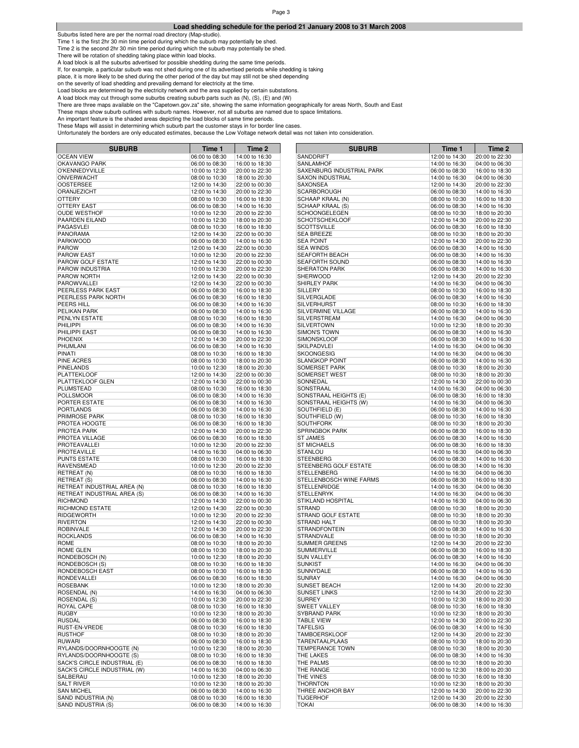## Load shedding schedule for the period 21 January 2008 to 31 March 2008

Suburbs listed here are per the normal road directory (Map-studio).
Time 1 is the first 2hr 30 min time period during which the suburb may potentially be shed.
Time 2 is the second 2hr 30 min time period during which the suburb may potentially be shed.
There will be rotation of shedding taking place within load blocks.
A load block is all the suburbs advertised for possible shedding during the same time periods.
If, for example, a particular suburb was not shed during one of its advertised periods while shedding is taking place, it is more likely to be shed during the other period of the day but may still not be shed depending on the severity of load shedding and prevailing demand for electricity at the time.
Load blocks are determined by the electricity network and the area supplied by certain substations.
A load block may cut through some suburbs creating suburb parts such as (N), (S), (E) and (W)
There are three maps available on the "Capetown.gov.za" site, showing the same information geographically for areas North, South and East
These maps show suburb outlines with suburb names. However, not all suburbs are named due to space limitations.
An important feature is the shaded areas depicting the load blocks of same time periods.
These Maps will assist in determining which suburb part the customer stays in for border line cases.
Unfortunately the borders are only educated estimates, because the Low Voltage network detail was not taken into consideration.

| SUBURB | Time 1 | Time 2 |
|---|---|---|
| OCEAN VIEW | 06:00 to 08:30 | 14:00 to 16:30 |
| OKAVANGO PARK | 06:00 to 08:30 | 16:00 to 18:30 |
| O'KENNEDYVILLE | 10:00 to 12:30 | 20:00 to 22:30 |
| ONVERWACHT | 08:00 to 10:30 | 18:00 to 20:30 |
| OOSTERSEE | 12:00 to 14:30 | 22:00 to 00:30 |
| ORANJEZICHT | 12:00 to 14:30 | 20:00 to 22:30 |
| OTTERY | 08:00 to 10:30 | 16:00 to 18:30 |
| OTTERY EAST | 06:00 to 08:30 | 14:00 to 16:30 |
| OUDE WESTHOF | 10:00 to 12:30 | 20:00 to 22:30 |
| PAARDEN EILAND | 10:00 to 12:30 | 18:00 to 20:30 |
| PAGASVLEI | 08:00 to 10:30 | 16:00 to 18:30 |
| PANORAMA | 12:00 to 14:30 | 22:00 to 00:30 |
| PARKWOOD | 06:00 to 08:30 | 14:00 to 16:30 |
| PAROW | 12:00 to 14:30 | 22:00 to 00:30 |
| PAROW EAST | 10:00 to 12:30 | 20:00 to 22:30 |
| PAROW GOLF ESTATE | 12:00 to 14:30 | 22:00 to 00:30 |
| PAROW INDUSTRIA | 10:00 to 12:30 | 20:00 to 22:30 |
| PAROW NORTH | 12:00 to 14:30 | 22:00 to 00:30 |
| PAROWVALLEI | 12:00 to 14:30 | 22:00 to 00:30 |
| PEERLESS PARK EAST | 06:00 to 08:30 | 16:00 to 18:30 |
| PEERLESS PARK NORTH | 06:00 to 08:30 | 16:00 to 18:30 |
| PEERS HILL | 06:00 to 08:30 | 14:00 to 16:30 |
| PELIKAN PARK | 06:00 to 08:30 | 14:00 to 16:30 |
| PENLYN ESTATE | 08:00 to 10:30 | 16:00 to 18:30 |
| PHILIPPI | 06:00 to 08:30 | 14:00 to 16:30 |
| PHILIPPI EAST | 06:00 to 08:30 | 14:00 to 16:30 |
| PHOENIX | 12:00 to 14:30 | 20:00 to 22:30 |
| PHUMLANI | 06:00 to 08:30 | 14:00 to 16:30 |
| PINATI | 08:00 to 10:30 | 16:00 to 18:30 |
| PINE ACRES | 08:00 to 10:30 | 18:00 to 20:30 |
| PINELANDS | 10:00 to 12:30 | 18:00 to 20:30 |
| PLATTEKLOOF | 12:00 to 14:30 | 22:00 to 00:30 |
| PLATTEKLOOF GLEN | 12:00 to 14:30 | 22:00 to 00:30 |
| PLUMSTEAD | 08:00 to 10:30 | 16:00 to 18:30 |
| POLLSMOOR | 06:00 to 08:30 | 14:00 to 16:30 |
| PORTER ESTATE | 06:00 to 08:30 | 14:00 to 16:30 |
| PORTLANDS | 06:00 to 08:30 | 14:00 to 16:30 |
| PRIMROSE PARK | 08:00 to 10:30 | 16:00 to 18:30 |
| PROTEA HOOGTE | 06:00 to 08:30 | 16:00 to 18:30 |
| PROTEA PARK | 12:00 to 14:30 | 20:00 to 22:30 |
| PROTEA VILLAGE | 06:00 to 08:30 | 16:00 to 18:30 |
| PROTEAVALLEI | 10:00 to 12:30 | 20:00 to 22:30 |
| PROTEAVILLE | 14:00 to 16:30 | 04:00 to 06:30 |
| PUNTS ESTATE | 08:00 to 10:30 | 16:00 to 18:30 |
| RAVENSMEAD | 10:00 to 12:30 | 20:00 to 22:30 |
| RETREAT (N) | 08:00 to 10:30 | 16:00 to 18:30 |
| RETREAT (S) | 06:00 to 08:30 | 14:00 to 16:30 |
| RETREAT INDUSTRIAL AREA (N) | 08:00 to 10:30 | 16:00 to 18:30 |
| RETREAT INDUSTRIAL AREA (S) | 06:00 to 08:30 | 14:00 to 16:30 |
| RICHMOND | 12:00 to 14:30 | 22:00 to 00:30 |
| RICHMOND ESTATE | 12:00 to 14:30 | 22:00 to 00:30 |
| RIDGEWORTH | 10:00 to 12:30 | 20:00 to 22:30 |
| RIVERTON | 12:00 to 14:30 | 22:00 to 00:30 |
| ROBINVALE | 12:00 to 14:30 | 20:00 to 22:30 |
| ROCKLANDS | 06:00 to 08:30 | 14:00 to 16:30 |
| ROME | 08:00 to 10:30 | 18:00 to 20:30 |
| ROME GLEN | 08:00 to 10:30 | 18:00 to 20:30 |
| RONDEBOSCH (N) | 10:00 to 12:30 | 18:00 to 20:30 |
| RONDEBOSCH (S) | 08:00 to 10:30 | 16:00 to 18:30 |
| RONDEBOSCH EAST | 08:00 to 10:30 | 16:00 to 18:30 |
| RONDEVALLEI | 06:00 to 08:30 | 16:00 to 18:30 |
| ROSEBANK | 10:00 to 12:30 | 18:00 to 20:30 |
| ROSENDAL (N) | 14:00 to 16:30 | 04:00 to 06:30 |
| ROSENDAL (S) | 10:00 to 12:30 | 20:00 to 22:30 |
| ROYAL CAPE | 08:00 to 10:30 | 16:00 to 18:30 |
| RUGBY | 10:00 to 12:30 | 18:00 to 20:30 |
| RUSDAL | 06:00 to 08:30 | 16:00 to 18:30 |
| RUST-EN-VREDE | 08:00 to 10:30 | 16:00 to 18:30 |
| RUSTHOF | 08:00 to 10:30 | 18:00 to 20:30 |
| RUWARI | 06:00 to 08:30 | 16:00 to 18:30 |
| RYLANDS/DOORNHOOGTE (N) | 10:00 to 12:30 | 18:00 to 20:30 |
| RYLANDS/DOORNHOOGTE (S) | 08:00 to 10:30 | 16:00 to 18:30 |
| SACK'S CIRCLE INDUSTRIAL (E) | 06:00 to 08:30 | 16:00 to 18:30 |
| SACK'S CIRCLE INDUSTRIAL (W) | 14:00 to 16:30 | 04:00 to 06:30 |
| SALBERAU | 10:00 to 12:30 | 18:00 to 20:30 |
| SALT RIVER | 10:00 to 12:30 | 18:00 to 20:30 |
| SAN MICHEL | 06:00 to 08:30 | 14:00 to 16:30 |
| SAND INDUSTRIA (N) | 08:00 to 10:30 | 16:00 to 18:30 |
| SAND INDUSTRIA (S) | 06:00 to 08:30 | 14:00 to 16:30 |
| SANDDRIFT | 12:00 to 14:30 | 20:00 to 22:30 |
| SANLAMHOF | 14:00 to 16:30 | 04:00 to 06:30 |
| SAXENBURG INDUSTRIAL PARK | 06:00 to 08:30 | 16:00 to 18:30 |
| SAXON INDUSTRIAL | 14:00 to 16:30 | 04:00 to 06:30 |
| SAXONSEA | 12:00 to 14:30 | 20:00 to 22:30 |
| SCARBOROUGH | 06:00 to 08:30 | 14:00 to 16:30 |
| SCHAAP KRAAL (N) | 08:00 to 10:30 | 16:00 to 18:30 |
| SCHAAP KRAAL (S) | 06:00 to 08:30 | 14:00 to 16:30 |
| SCHOONGELEGEN | 08:00 to 10:30 | 18:00 to 20:30 |
| SCHOTSCHEKLOOF | 12:00 to 14:30 | 20:00 to 22:30 |
| SCOTTSVILLE | 06:00 to 08:30 | 16:00 to 18:30 |
| SEA BREEZE | 08:00 to 10:30 | 18:00 to 20:30 |
| SEA POINT | 12:00 to 14:30 | 20:00 to 22:30 |
| SEA WINDS | 06:00 to 08:30 | 14:00 to 16:30 |
| SEAFORTH BEACH | 06:00 to 08:30 | 14:00 to 16:30 |
| SEAFORTH SOUND | 06:00 to 08:30 | 14:00 to 16:30 |
| SHERATON PARK | 06:00 to 08:30 | 14:00 to 16:30 |
| SHERWOOD | 12:00 to 14:30 | 20:00 to 22:30 |
| SHIRLEY PARK | 14:00 to 16:30 | 04:00 to 06:30 |
| SILLERY | 08:00 to 10:30 | 16:00 to 18:30 |
| SILVERGLADE | 06:00 to 08:30 | 14:00 to 16:30 |
| SILVERHURST | 08:00 to 10:30 | 16:00 to 18:30 |
| SILVERMINE VILLAGE | 06:00 to 08:30 | 14:00 to 16:30 |
| SILVERSTREAM | 14:00 to 16:30 | 04:00 to 06:30 |
| SILVERTOWN | 10:00 to 12:30 | 18:00 to 20:30 |
| SIMON'S TOWN | 06:00 to 08:30 | 14:00 to 16:30 |
| SIMONSKLOOF | 06:00 to 08:30 | 14:00 to 16:30 |
| SKILPADVLEI | 14:00 to 16:30 | 04:00 to 06:30 |
| SKOONGESIG | 14:00 to 16:30 | 04:00 to 06:30 |
| SLANGKOP POINT | 06:00 to 08:30 | 14:00 to 16:30 |
| SOMERSET PARK | 08:00 to 10:30 | 18:00 to 20:30 |
| SOMERSET WEST | 08:00 to 10:30 | 18:00 to 20:30 |
| SONNEDAL | 12:00 to 14:30 | 22:00 to 00:30 |
| SONSTRAAL | 14:00 to 16:30 | 04:00 to 06:30 |
| SONSTRAAL HEIGHTS (E) | 06:00 to 08:30 | 16:00 to 18:30 |
| SONSTRAAL HEIGHTS (W) | 14:00 to 16:30 | 04:00 to 06:30 |
| SOUTHFIELD (E) | 06:00 to 08:30 | 14:00 to 16:30 |
| SOUTHFIELD (W) | 08:00 to 10:30 | 16:00 to 18:30 |
| SOUTHFORK | 08:00 to 10:30 | 18:00 to 20:30 |
| SPRINGBOK PARK | 06:00 to 08:30 | 16:00 to 18:30 |
| ST JAMES | 06:00 to 08:30 | 14:00 to 16:30 |
| ST MICHAELS | 06:00 to 08:30 | 16:00 to 18:30 |
| STANLOU | 14:00 to 16:30 | 04:00 to 06:30 |
| STEENBERG | 06:00 to 08:30 | 14:00 to 16:30 |
| STEENBERG GOLF ESTATE | 06:00 to 08:30 | 14:00 to 16:30 |
| STELLENBERG | 14:00 to 16:30 | 04:00 to 06:30 |
| STELLENBOSCH WINE FARMS | 06:00 to 08:30 | 16:00 to 18:30 |
| STELLENRIDGE | 14:00 to 16:30 | 04:00 to 06:30 |
| STELLENRYK | 14:00 to 16:30 | 04:00 to 06:30 |
| STIKLAND HOSPITAL | 14:00 to 16:30 | 04:00 to 06:30 |
| STRAND | 08:00 to 10:30 | 18:00 to 20:30 |
| STRAND GOLF ESTATE | 08:00 to 10:30 | 18:00 to 20:30 |
| STRAND HALT | 08:00 to 10:30 | 18:00 to 20:30 |
| STRANDFONTEIN | 06:00 to 08:30 | 14:00 to 16:30 |
| STRANDVALE | 08:00 to 10:30 | 18:00 to 20:30 |
| SUMMER GREENS | 12:00 to 14:30 | 20:00 to 22:30 |
| SUMMERVILLE | 06:00 to 08:30 | 16:00 to 18:30 |
| SUN VALLEY | 06:00 to 08:30 | 14:00 to 16:30 |
| SUNKIST | 14:00 to 16:30 | 04:00 to 06:30 |
| SUNNYDALE | 06:00 to 08:30 | 14:00 to 16:30 |
| SUNRAY | 14:00 to 16:30 | 04:00 to 06:30 |
| SUNSET BEACH | 12:00 to 14:30 | 20:00 to 22:30 |
| SUNSET LINKS | 12:00 to 14:30 | 20:00 to 22:30 |
| SURREY | 10:00 to 12:30 | 18:00 to 20:30 |
| SWEET VALLEY | 08:00 to 10:30 | 16:00 to 18:30 |
| SYBRAND PARK | 10:00 to 12:30 | 18:00 to 20:30 |
| TABLE VIEW | 12:00 to 14:30 | 20:00 to 22:30 |
| TAFELSIG | 06:00 to 08:30 | 14:00 to 16:30 |
| TAMBOERSKLOOF | 12:00 to 14:30 | 20:00 to 22:30 |
| TARENTAALPLAAS | 08:00 to 10:30 | 18:00 to 20:30 |
| TEMPERANCE TOWN | 08:00 to 10:30 | 18:00 to 20:30 |
| THE LAKES | 06:00 to 08:30 | 14:00 to 16:30 |
| THE PALMS | 08:00 to 10:30 | 18:00 to 20:30 |
| THE RANGE | 10:00 to 12:30 | 18:00 to 20:30 |
| THE VINES | 08:00 to 10:30 | 16:00 to 18:30 |
| THORNTON | 10:00 to 12:30 | 18:00 to 20:30 |
| THREE ANCHOR BAY | 12:00 to 14:30 | 20:00 to 22:30 |
| TIJGERHOF | 12:00 to 14:30 | 20:00 to 22:30 |
| TOKAI | 06:00 to 08:30 | 14:00 to 16:30 |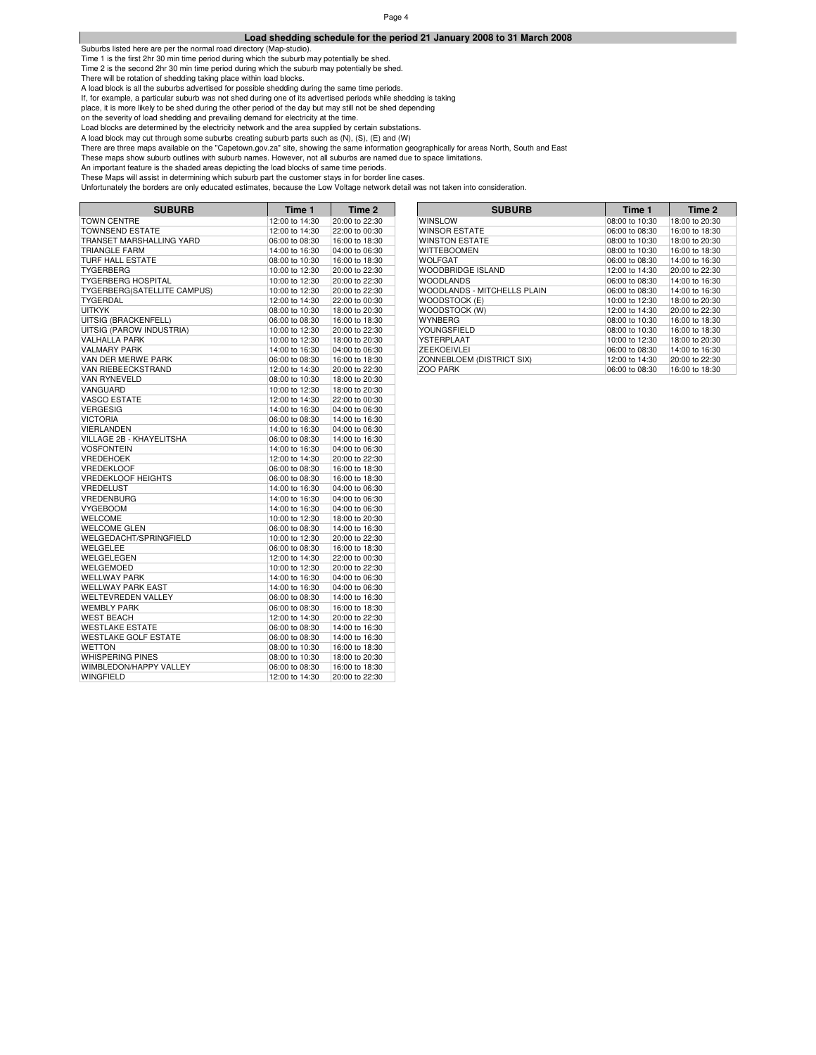## Load shedding schedule for the period 21 January 2008 to 31 March 2008

Suburbs listed here are per the normal road directory (Map-studio).
Time 1 is the first 2hr 30 min time period during which the suburb may potentially be shed.
Time 2 is the second 2hr 30 min time period during which the suburb may potentially be shed.
There will be rotation of shedding taking place within load blocks.
A load block is all the suburbs advertised for possible shedding during the same time periods.
If, for example, a particular suburb was not shed during one of its advertised periods while shedding is taking
place, it is more likely to be shed during the other period of the day but may still not be shed depending
on the severity of load shedding and prevailing demand for electricity at the time.
Load blocks are determined by the electricity network and the area supplied by certain substations.
A load block may cut through some suburbs creating suburb parts such as (N), (S), (E) and (W)
There are three maps available on the "Capetown.gov.za" site, showing the same information geographically for areas North, South and East
These maps show suburb outlines with suburb names. However, not all suburbs are named due to space limitations.
An important feature is the shaded areas depicting the load blocks of same time periods.
These Maps will assist in determining which suburb part the customer stays in for border line cases.
Unfortunately the borders are only educated estimates, because the Low Voltage network detail was not taken into consideration.

| SUBURB | Time 1 | Time 2 |
|---|---|---|
| TOWN CENTRE | 12:00 to 14:30 | 20:00 to 22:30 |
| TOWNSEND ESTATE | 12:00 to 14:30 | 22:00 to 00:30 |
| TRANSET MARSHALLING YARD | 06:00 to 08:30 | 16:00 to 18:30 |
| TRIANGLE FARM | 14:00 to 16:30 | 04:00 to 06:30 |
| TURF HALL ESTATE | 08:00 to 10:30 | 16:00 to 18:30 |
| TYGERBERG | 10:00 to 12:30 | 20:00 to 22:30 |
| TYGERBERG HOSPITAL | 10:00 to 12:30 | 20:00 to 22:30 |
| TYGERBERG(SATELLITE CAMPUS) | 10:00 to 12:30 | 20:00 to 22:30 |
| TYGERDAL | 12:00 to 14:30 | 22:00 to 00:30 |
| UITKYK | 08:00 to 10:30 | 18:00 to 20:30 |
| UITSIG (BRACKENFELL) | 06:00 to 08:30 | 16:00 to 18:30 |
| UITSIG (PAROW INDUSTRIA) | 10:00 to 12:30 | 20:00 to 22:30 |
| VALHALLA PARK | 10:00 to 12:30 | 18:00 to 20:30 |
| VALMARY PARK | 14:00 to 16:30 | 04:00 to 06:30 |
| VAN DER MERWE PARK | 06:00 to 08:30 | 16:00 to 18:30 |
| VAN RIEBEECKSTRAND | 12:00 to 14:30 | 20:00 to 22:30 |
| VAN RYNEVELD | 08:00 to 10:30 | 18:00 to 20:30 |
| VANGUARD | 10:00 to 12:30 | 18:00 to 20:30 |
| VASCO ESTATE | 12:00 to 14:30 | 22:00 to 00:30 |
| VERGESIG | 14:00 to 16:30 | 04:00 to 06:30 |
| VICTORIA | 06:00 to 08:30 | 14:00 to 16:30 |
| VIERLANDEN | 14:00 to 16:30 | 04:00 to 06:30 |
| VILLAGE 2B - KHAYELITSHA | 06:00 to 08:30 | 14:00 to 16:30 |
| VOSFONTEIN | 14:00 to 16:30 | 04:00 to 06:30 |
| VREDEHOEK | 12:00 to 14:30 | 20:00 to 22:30 |
| VREDEKLOOF | 06:00 to 08:30 | 16:00 to 18:30 |
| VREDEKLOOF HEIGHTS | 06:00 to 08:30 | 16:00 to 18:30 |
| VREDELUST | 14:00 to 16:30 | 04:00 to 06:30 |
| VREDENBURG | 14:00 to 16:30 | 04:00 to 06:30 |
| VYGEBOOM | 14:00 to 16:30 | 04:00 to 06:30 |
| WELCOME | 10:00 to 12:30 | 18:00 to 20:30 |
| WELCOME GLEN | 06:00 to 08:30 | 14:00 to 16:30 |
| WELGEDACHT/SPRINGFIELD | 10:00 to 12:30 | 20:00 to 22:30 |
| WELGELEE | 06:00 to 08:30 | 16:00 to 18:30 |
| WELGELEGEN | 12:00 to 14:30 | 22:00 to 00:30 |
| WELGEMOED | 10:00 to 12:30 | 20:00 to 22:30 |
| WELLWAY PARK | 14:00 to 16:30 | 04:00 to 06:30 |
| WELLWAY PARK EAST | 14:00 to 16:30 | 04:00 to 06:30 |
| WELTEVREDEN VALLEY | 06:00 to 08:30 | 14:00 to 16:30 |
| WEMBLY PARK | 06:00 to 08:30 | 16:00 to 18:30 |
| WEST BEACH | 12:00 to 14:30 | 20:00 to 22:30 |
| WESTLAKE ESTATE | 06:00 to 08:30 | 14:00 to 16:30 |
| WESTLAKE GOLF ESTATE | 06:00 to 08:30 | 14:00 to 16:30 |
| WETTON | 08:00 to 10:30 | 16:00 to 18:30 |
| WHISPERING PINES | 08:00 to 10:30 | 18:00 to 20:30 |
| WIMBLEDON/HAPPY VALLEY | 06:00 to 08:30 | 16:00 to 18:30 |
| WINGFIELD | 12:00 to 14:30 | 20:00 to 22:30 |
| WINSLOW | 08:00 to 10:30 | 18:00 to 20:30 |
| WINSOR ESTATE | 06:00 to 08:30 | 16:00 to 18:30 |
| WINSTON ESTATE | 08:00 to 10:30 | 18:00 to 20:30 |
| WITTEBOOMEN | 08:00 to 10:30 | 16:00 to 18:30 |
| WOLFGAT | 06:00 to 08:30 | 14:00 to 16:30 |
| WOODBRIDGE ISLAND | 12:00 to 14:30 | 20:00 to 22:30 |
| WOODLANDS | 06:00 to 08:30 | 14:00 to 16:30 |
| WOODLANDS - MITCHELLS PLAIN | 06:00 to 08:30 | 14:00 to 16:30 |
| WOODSTOCK (E) | 10:00 to 12:30 | 18:00 to 20:30 |
| WOODSTOCK (W) | 12:00 to 14:30 | 20:00 to 22:30 |
| WYNBERG | 08:00 to 10:30 | 16:00 to 18:30 |
| YOUNGSFIELD | 08:00 to 10:30 | 16:00 to 18:30 |
| YSTERPLAAT | 10:00 to 12:30 | 18:00 to 20:30 |
| ZEEKOEIVLEI | 06:00 to 08:30 | 14:00 to 16:30 |
| ZONNEBLOEM (DISTRICT SIX) | 12:00 to 14:30 | 20:00 to 22:30 |
| ZOO PARK | 06:00 to 08:30 | 16:00 to 18:30 |